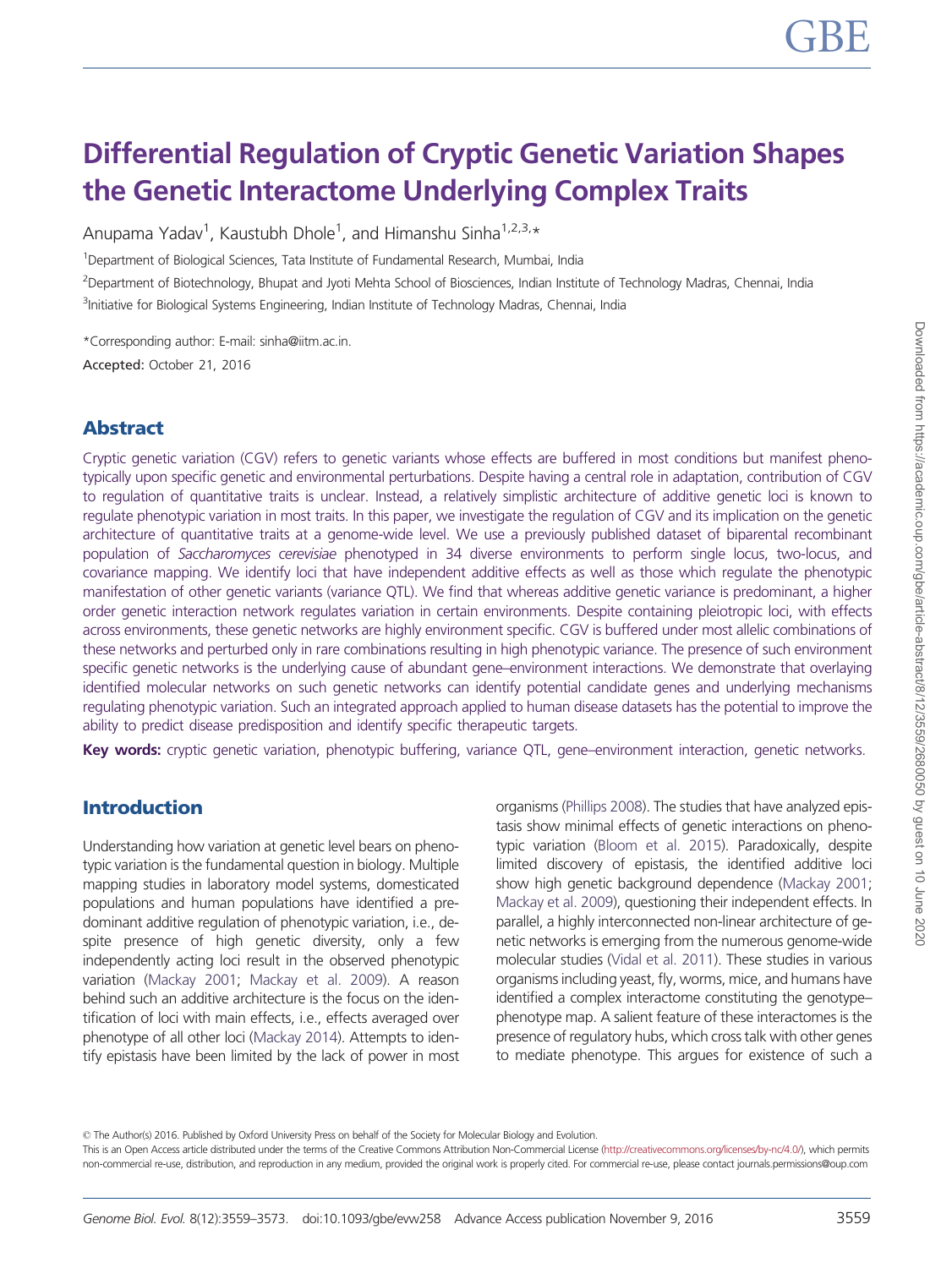# Differential Regulation of Cryptic Genetic Variation Shapes the Genetic Interactome Underlying Complex Traits

Anupama Yadav[1], Kaustubh Dhole[1], and Himanshu Sinha[1,2,3,*]

[1]Department of Biological Sciences, Tata Institute of Fundamental Research, Mumbai, India

[2]Department of Biotechnology, Bhupat and Jyoti Mehta School of Biosciences, Indian Institute of Technology Madras, Chennai, India

[3]Initiative for Biological Systems Engineering, Indian Institute of Technology Madras, Chennai, India

*Corresponding author: E-mail: sinha@iitm.ac.in.

**Accepted:** October 21, 2016

## Abstract

Cryptic genetic variation (CGV) refers to genetic variants whose effects are buffered in most conditions but manifest phenotypically upon specific genetic and environmental perturbations. Despite having a central role in adaptation, contribution of CGV to regulation of quantitative traits is unclear. Instead, a relatively simplistic architecture of additive genetic loci is known to regulate phenotypic variation in most traits. In this paper, we investigate the regulation of CGV and its implication on the genetic architecture of quantitative traits at a genome-wide level. We use a previously published dataset of biparental recombinant population of *Saccharomyces cerevisiae* phenotyped in 34 diverse environments to perform single locus, two-locus, and covariance mapping. We identify loci that have independent additive effects as well as those which regulate the phenotypic manifestation of other genetic variants (variance QTL). We find that whereas additive genetic variance is predominant, a higher order genetic interaction network regulates variation in certain environments. Despite containing pleiotropic loci, with effects across environments, these genetic networks are highly environment specific. CGV is buffered under most allelic combinations of these networks and perturbed only in rare combinations resulting in high phenotypic variance. The presence of such environment specific genetic networks is the underlying cause of abundant gene–environment interactions. We demonstrate that overlaying identified molecular networks on such genetic networks can identify potential candidate genes and underlying mechanisms regulating phenotypic variation. Such an integrated approach applied to human disease datasets has the potential to improve the ability to predict disease predisposition and identify specific therapeutic targets.

**Key words:** cryptic genetic variation, phenotypic buffering, variance QTL, gene–environment interaction, genetic networks.

## Introduction

Understanding how variation at genetic level bears on phenotypic variation is the fundamental question in biology. Multiple mapping studies in laboratory model systems, domesticated populations and human populations have identified a predominant additive regulation of phenotypic variation, i.e., despite presence of high genetic diversity, only a few independently acting loci result in the observed phenotypic variation (Mackay 2001; Mackay et al. 2009). A reason behind such an additive architecture is the focus on the identification of loci with main effects, i.e., effects averaged over phenotype of all other loci (Mackay 2014). Attempts to identify epistasis have been limited by the lack of power in most organisms (Phillips 2008). The studies that have analyzed epistasis show minimal effects of genetic interactions on phenotypic variation (Bloom et al. 2015). Paradoxically, despite limited discovery of epistasis, the identified additive loci show high genetic background dependence (Mackay 2001; Mackay et al. 2009), questioning their independent effects. In parallel, a highly interconnected non-linear architecture of genetic networks is emerging from the numerous genome-wide molecular studies (Vidal et al. 2011). These studies in various organisms including yeast, fly, worms, mice, and humans have identified a complex interactome constituting the genotype–phenotype map. A salient feature of these interactomes is the presence of regulatory hubs, which cross talk with other genes to mediate phenotype. This argues for existence of such a

© The Author(s) 2016. Published by Oxford University Press on behalf of the Society for Molecular Biology and Evolution.
This is an Open Access article distributed under the terms of the Creative Commons Attribution Non-Commercial License (http://creativecommons.org/licenses/by-nc/4.0/), which permits non-commercial re-use, distribution, and reproduction in any medium, provided the original work is properly cited. For commercial re-use, please contact journals.permissions@oup.com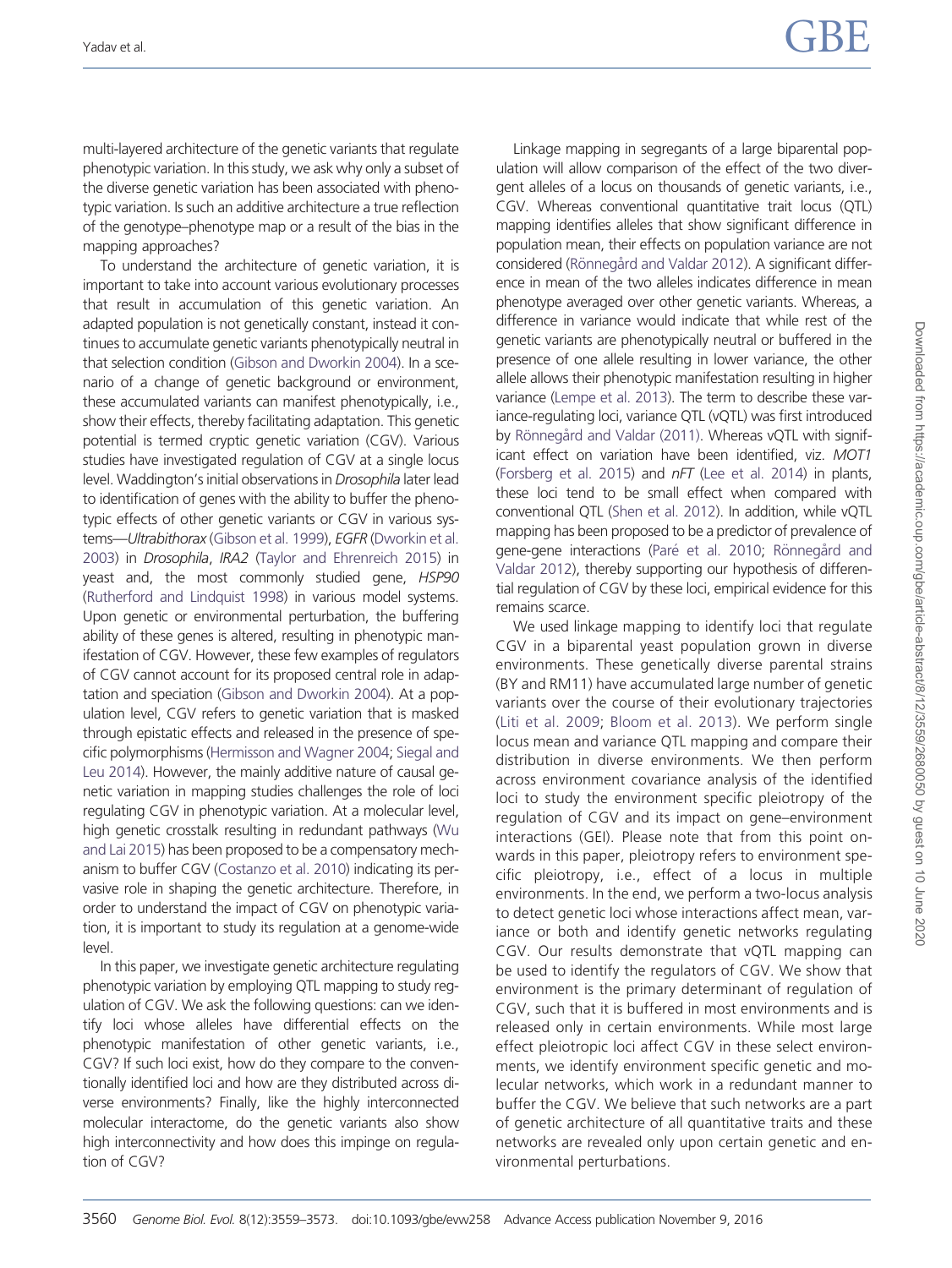multi-layered architecture of the genetic variants that regulate phenotypic variation. In this study, we ask why only a subset of the diverse genetic variation has been associated with phenotypic variation. Is such an additive architecture a true reflection of the genotype–phenotype map or a result of the bias in the mapping approaches?

To understand the architecture of genetic variation, it is important to take into account various evolutionary processes that result in accumulation of this genetic variation. An adapted population is not genetically constant, instead it continues to accumulate genetic variants phenotypically neutral in that selection condition (Gibson and Dworkin 2004). In a scenario of a change of genetic background or environment, these accumulated variants can manifest phenotypically, i.e., show their effects, thereby facilitating adaptation. This genetic potential is termed cryptic genetic variation (CGV). Various studies have investigated regulation of CGV at a single locus level. Waddington's initial observations in *Drosophila* later lead to identification of genes with the ability to buffer the phenotypic effects of other genetic variants or CGV in various systems—*Ultrabithorax* (Gibson et al. 1999), *EGFR* (Dworkin et al. 2003) in *Drosophila*, *IRA2* (Taylor and Ehrenreich 2015) in yeast and, the most commonly studied gene, *HSP90* (Rutherford and Lindquist 1998) in various model systems. Upon genetic or environmental perturbation, the buffering ability of these genes is altered, resulting in phenotypic manifestation of CGV. However, these few examples of regulators of CGV cannot account for its proposed central role in adaptation and speciation (Gibson and Dworkin 2004). At a population level, CGV refers to genetic variation that is masked through epistatic effects and released in the presence of specific polymorphisms (Hermisson and Wagner 2004; Siegal and Leu 2014). However, the mainly additive nature of causal genetic variation in mapping studies challenges the role of loci regulating CGV in phenotypic variation. At a molecular level, high genetic crosstalk resulting in redundant pathways (Wu and Lai 2015) has been proposed to be a compensatory mechanism to buffer CGV (Costanzo et al. 2010) indicating its pervasive role in shaping the genetic architecture. Therefore, in order to understand the impact of CGV on phenotypic variation, it is important to study its regulation at a genome-wide level.

In this paper, we investigate genetic architecture regulating phenotypic variation by employing QTL mapping to study regulation of CGV. We ask the following questions: can we identify loci whose alleles have differential effects on the phenotypic manifestation of other genetic variants, i.e., CGV? If such loci exist, how do they compare to the conventionally identified loci and how are they distributed across diverse environments? Finally, like the highly interconnected molecular interactome, do the genetic variants also show high interconnectivity and how does this impinge on regulation of CGV?

Linkage mapping in segregants of a large biparental population will allow comparison of the effect of the two divergent alleles of a locus on thousands of genetic variants, i.e., CGV. Whereas conventional quantitative trait locus (QTL) mapping identifies alleles that show significant difference in population mean, their effects on population variance are not considered (Rönnegård and Valdar 2012). A significant difference in mean of the two alleles indicates difference in mean phenotype averaged over other genetic variants. Whereas, a difference in variance would indicate that while rest of the genetic variants are phenotypically neutral or buffered in the presence of one allele resulting in lower variance, the other allele allows their phenotypic manifestation resulting in higher variance (Lempe et al. 2013). The term to describe these variance-regulating loci, variance QTL (vQTL) was first introduced by Rönnegård and Valdar (2011). Whereas vQTL with significant effect on variation have been identified, viz. *MOT1* (Forsberg et al. 2015) and *nFT* (Lee et al. 2014) in plants, these loci tend to be small effect when compared with conventional QTL (Shen et al. 2012). In addition, while vQTL mapping has been proposed to be a predictor of prevalence of gene-gene interactions (Paré et al. 2010; Rönnegård and Valdar 2012), thereby supporting our hypothesis of differential regulation of CGV by these loci, empirical evidence for this remains scarce.

We used linkage mapping to identify loci that regulate CGV in a biparental yeast population grown in diverse environments. These genetically diverse parental strains (BY and RM11) have accumulated large number of genetic variants over the course of their evolutionary trajectories (Liti et al. 2009; Bloom et al. 2013). We perform single locus mean and variance QTL mapping and compare their distribution in diverse environments. We then perform across environment covariance analysis of the identified loci to study the environment specific pleiotropy of the regulation of CGV and its impact on gene–environment interactions (GEI). Please note that from this point onwards in this paper, pleiotropy refers to environment specific pleiotropy, i.e., effect of a locus in multiple environments. In the end, we perform a two-locus analysis to detect genetic loci whose interactions affect mean, variance or both and identify genetic networks regulating CGV. Our results demonstrate that vQTL mapping can be used to identify the regulators of CGV. We show that environment is the primary determinant of regulation of CGV, such that it is buffered in most environments and is released only in certain environments. While most large effect pleiotropic loci affect CGV in these select environments, we identify environment specific genetic and molecular networks, which work in a redundant manner to buffer the CGV. We believe that such networks are a part of genetic architecture of all quantitative traits and these networks are revealed only upon certain genetic and environmental perturbations.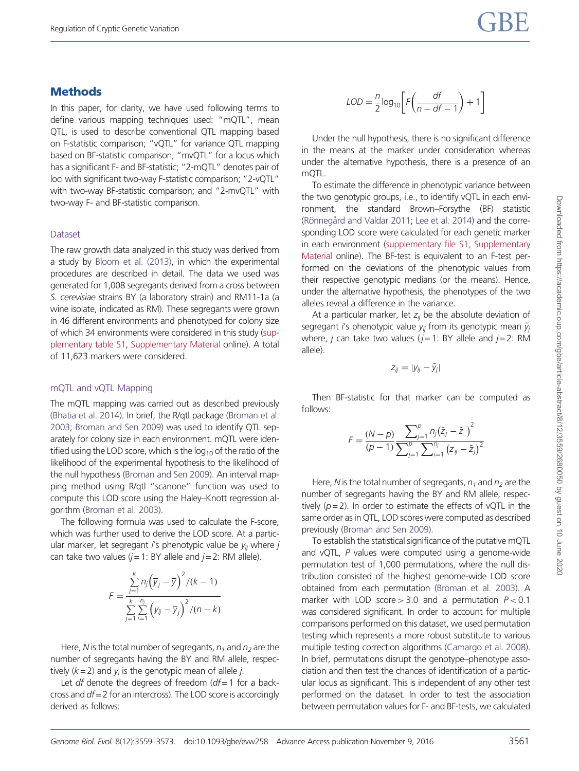## Methods

In this paper, for clarity, we have used following terms to define various mapping techniques used: "mQTL", mean QTL, is used to describe conventional QTL mapping based on F-statistic comparison; "vQTL" for variance QTL mapping based on BF-statistic comparison; "mvQTL" for a locus which has a significant F- and BF-statistic; "2-mQTL" denotes pair of loci with significant two-way F-statistic comparison; "2-vQTL" with two-way BF-statistic comparison; and "2-mvQTL" with two-way F- and BF-statistic comparison.

### Dataset

The raw growth data analyzed in this study was derived from a study by Bloom et al. (2013), in which the experimental procedures are described in detail. The data we used was generated for 1,008 segregants derived from a cross between *S. cerevisiae* strains BY (a laboratory strain) and RM11-1a (a wine isolate, indicated as RM). These segregants were grown in 46 different environments and phenotyped for colony size of which 34 environments were considered in this study (supplementary table S1, Supplementary Material online). A total of 11,623 markers were considered.

### mQTL and vQTL Mapping

The mQTL mapping was carried out as described previously (Bhatia et al. 2014). In brief, the R/qtl package (Broman et al. 2003; Broman and Sen 2009) was used to identify QTL separately for colony size in each environment. mQTL were identified using the LOD score, which is the $\log_{10}$ of the ratio of the likelihood of the experimental hypothesis to the likelihood of the null hypothesis (Broman and Sen 2009). An interval mapping method using R/qtl "scanone" function was used to compute this LOD score using the Haley–Knott regression algorithm (Broman et al. 2003).

The following formula was used to calculate the F-score, which was further used to derive the LOD score. At a particular marker, let segregant $i$'s phenotypic value be $y_{ij}$ where $j$ can take two values ($j = 1$: BY allele and $j = 2$: RM allele).

$$F = \frac{\sum_{j=1}^{k} n_j \left(\overline{y}_j - \overline{y}\right)^2 / (k-1)}{\sum_{j=1}^{k} \sum_{i=1}^{n_j} \left(y_{ij} - \overline{y}_j\right)^2 / (n-k)}$$

Here, $N$ is the total number of segregants, $n_1$ and $n_2$ are the number of segregants having the BY and RM allele, respectively ($k = 2$) and $y_j$ is the genotypic mean of allele $j$.

Let $df$ denote the degrees of freedom ($df = 1$ for a backcross and $df = 2$ for an intercross). The LOD score is accordingly derived as follows:

$$LOD = \frac{n}{2} \log_{10}\left[F\left(\frac{df}{n - df - 1}\right) + 1\right]$$

Under the null hypothesis, there is no significant difference in the means at the marker under consideration whereas under the alternative hypothesis, there is a presence of an mQTL.

To estimate the difference in phenotypic variance between the two genotypic groups, i.e., to identify vQTL in each environment, the standard Brown–Forsythe (BF) statistic (Rönnegård and Valdar 2011; Lee et al. 2014) and the corresponding LOD score were calculated for each genetic marker in each environment (supplementary file S1, Supplementary Material online). The BF-test is equivalent to an F-test performed on the deviations of the phenotypic values from their respective genotypic medians (or the means). Hence, under the alternative hypothesis, the phenotypes of the two alleles reveal a difference in the variance.

At a particular marker, let $z_{ij}$ be the absolute deviation of segregant $i$'s phenotypic value $y_{ij}$ from its genotypic mean $\tilde{y}_j$ where, $j$ can take two values ($j = 1$: BY allele and $j = 2$: RM allele).

$$z_{ij} = |y_{ij} - \tilde{y}_j|$$

Then BF-statistic for that marker can be computed as follows:

$$F = \frac{(N-p)}{(p-1)} \frac{\sum_{j=1}^{p} n_j \left(\tilde{z}_j - \tilde{z}_{..}\right)^2}{\sum_{j=1}^{p} \sum_{i=1}^{n_j} \left(z_{ij} - \tilde{z}_j\right)^2}$$

Here, $N$ is the total number of segregants, $n_1$ and $n_2$ are the number of segregants having the BY and RM allele, respectively ($p = 2$). In order to estimate the effects of vQTL in the same order as in QTL, LOD scores were computed as described previously (Broman and Sen 2009).

To establish the statistical significance of the putative mQTL and vQTL, $P$ values were computed using a genome-wide permutation test of 1,000 permutations, where the null distribution consisted of the highest genome-wide LOD score obtained from each permutation (Broman et al. 2003). A marker with LOD score > 3.0 and a permutation $P < 0.1$ was considered significant. In order to account for multiple comparisons performed on this dataset, we used permutation testing which represents a more robust substitute to various multiple testing correction algorithms (Camargo et al. 2008). In brief, permutations disrupt the genotype–phenotype association and then test the chances of identification of a particular locus as significant. This is independent of any other test performed on the dataset. In order to test the association between permutation values for F- and BF-tests, we calculated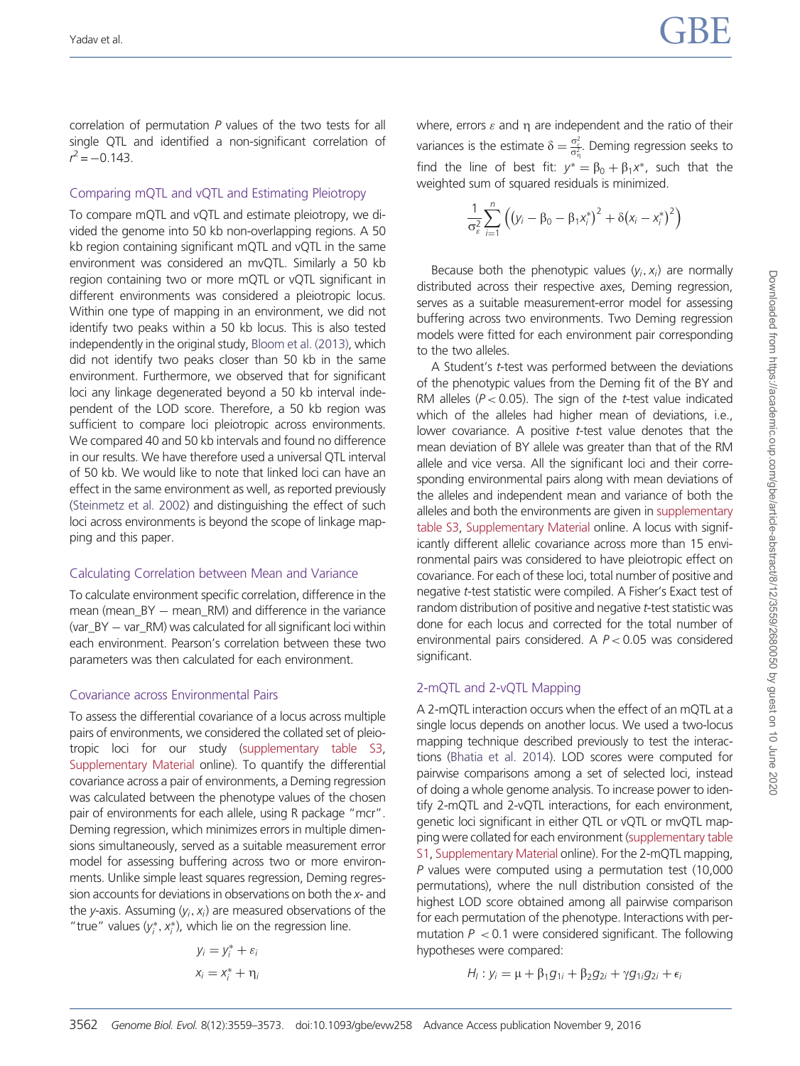correlation of permutation $P$ values of the two tests for all single QTL and identified a non-significant correlation of $r^2 = -0.143$.

### Comparing mQTL and vQTL and Estimating Pleiotropy

To compare mQTL and vQTL and estimate pleiotropy, we divided the genome into 50 kb non-overlapping regions. A 50 kb region containing significant mQTL and vQTL in the same environment was considered an mvQTL. Similarly a 50 kb region containing two or more mQTL or vQTL significant in different environments was considered a pleiotropic locus. Within one type of mapping in an environment, we did not identify two peaks within a 50 kb locus. This is also tested independently in the original study, Bloom et al. (2013), which did not identify two peaks closer than 50 kb in the same environment. Furthermore, we observed that for significant loci any linkage degenerated beyond a 50 kb interval independent of the LOD score. Therefore, a 50 kb region was sufficient to compare loci pleiotropic across environments. We compared 40 and 50 kb intervals and found no difference in our results. We have therefore used a universal QTL interval of 50 kb. We would like to note that linked loci can have an effect in the same environment as well, as reported previously (Steinmetz et al. 2002) and distinguishing the effect of such loci across environments is beyond the scope of linkage mapping and this paper.

### Calculating Correlation between Mean and Variance

To calculate environment specific correlation, difference in the mean (mean_BY − mean_RM) and difference in the variance (var_BY − var_RM) was calculated for all significant loci within each environment. Pearson's correlation between these two parameters was then calculated for each environment.

### Covariance across Environmental Pairs

To assess the differential covariance of a locus across multiple pairs of environments, we considered the collated set of pleiotropic loci for our study (supplementary table S3, Supplementary Material online). To quantify the differential covariance across a pair of environments, a Deming regression was calculated between the phenotype values of the chosen pair of environments for each allele, using R package "mcr". Deming regression, which minimizes errors in multiple dimensions simultaneously, served as a suitable measurement error model for assessing buffering across two or more environments. Unlike simple least squares regression, Deming regression accounts for deviations in observations on both the $x$- and the $y$-axis. Assuming $(y_i, x_i)$ are measured observations of the "true" values $(y_i^*, x_i^*)$, which lie on the regression line.

$$y_i = y_i^* + \varepsilon_i$$

$$x_i = x_i^* + \eta_i$$

where, errors $\varepsilon$ and $\eta$ are independent and the ratio of their variances is the estimate $\delta = \frac{\sigma_\varepsilon^2}{\sigma_\eta^2}$. Deming regression seeks to find the line of best fit: $y^* = \beta_0 + \beta_1 x^*$, such that the weighted sum of squared residuals is minimized.

$$\frac{1}{\sigma_\varepsilon^2}\sum_{i=1}^{n}\left(\left(y_i - \beta_0 - \beta_1 x_i^*\right)^2 + \delta\left(x_i - x_i^*\right)^2\right)$$

Because both the phenotypic values $(y_i, x_i)$ are normally distributed across their respective axes, Deming regression, serves as a suitable measurement-error model for assessing buffering across two environments. Two Deming regression models were fitted for each environment pair corresponding to the two alleles.

A Student's $t$-test was performed between the deviations of the phenotypic values from the Deming fit of the BY and RM alleles ($P < 0.05$). The sign of the $t$-test value indicated which of the alleles had higher mean of deviations, i.e., lower covariance. A positive $t$-test value denotes that the mean deviation of BY allele was greater than that of the RM allele and vice versa. All the significant loci and their corresponding environmental pairs along with mean deviations of the alleles and independent mean and variance of both the alleles and both the environments are given in supplementary table S3, Supplementary Material online. A locus with significantly different allelic covariance across more than 15 environmental pairs was considered to have pleiotropic effect on covariance. For each of these loci, total number of positive and negative $t$-test statistic were compiled. A Fisher's Exact test of random distribution of positive and negative $t$-test statistic was done for each locus and corrected for the total number of environmental pairs considered. A $P < 0.05$ was considered significant.

### 2-mQTL and 2-vQTL Mapping

A 2-mQTL interaction occurs when the effect of an mQTL at a single locus depends on another locus. We used a two-locus mapping technique described previously to test the interactions (Bhatia et al. 2014). LOD scores were computed for pairwise comparisons among a set of selected loci, instead of doing a whole genome analysis. To increase power to identify 2-mQTL and 2-vQTL interactions, for each environment, genetic loci significant in either QTL or vQTL or mvQTL mapping were collated for each environment (supplementary table S1, Supplementary Material online). For the 2-mQTL mapping, $P$ values were computed using a permutation test (10,000 permutations), where the null distribution consisted of the highest LOD score obtained among all pairwise comparison for each permutation of the phenotype. Interactions with permutation $P < 0.1$ were considered significant. The following hypotheses were compared:

$$H_I : y_i = \mu + \beta_1 g_{1i} + \beta_2 g_{2i} + \gamma g_{1i} g_{2i} + \epsilon_i$$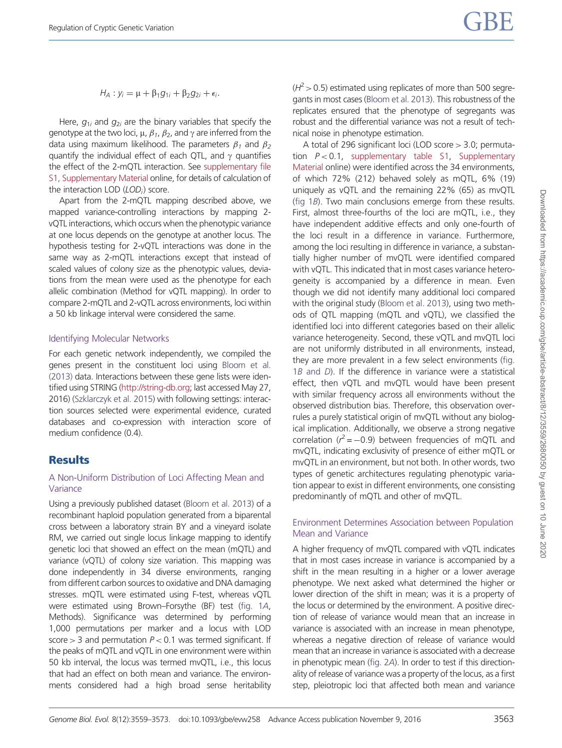$$H_A : y_i = \mu + \beta_1 g_{1i} + \beta_2 g_{2i} + \epsilon_i.$$

Here, $g_{1i}$ and $g_{2i}$ are the binary variables that specify the genotype at the two loci, $\mu$, $\beta_1$, $\beta_2$, and $\gamma$ are inferred from the data using maximum likelihood. The parameters $\beta_1$ and $\beta_2$ quantify the individual effect of each QTL, and $\gamma$ quantifies the effect of the 2-mQTL interaction. See supplementary file S1, Supplementary Material online, for details of calculation of the interaction LOD ($LOD_i$) score.

Apart from the 2-mQTL mapping described above, we mapped variance-controlling interactions by mapping 2-vQTL interactions, which occurs when the phenotypic variance at one locus depends on the genotype at another locus. The hypothesis testing for 2-vQTL interactions was done in the same way as 2-mQTL interactions except that instead of scaled values of colony size as the phenotypic values, deviations from the mean were used as the phenotype for each allelic combination (Method for vQTL mapping). In order to compare 2-mQTL and 2-vQTL across environments, loci within a 50 kb linkage interval were considered the same.

### Identifying Molecular Networks

For each genetic network independently, we compiled the genes present in the constituent loci using Bloom et al. (2013) data. Interactions between these gene lists were identified using STRING (http://string-db.org; last accessed May 27, 2016) (Szklarczyk et al. 2015) with following settings: interaction sources selected were experimental evidence, curated databases and co-expression with interaction score of medium confidence (0.4).

## Results

### A Non-Uniform Distribution of Loci Affecting Mean and Variance

Using a previously published dataset (Bloom et al. 2013) of a recombinant haploid population generated from a biparental cross between a laboratory strain BY and a vineyard isolate RM, we carried out single locus linkage mapping to identify genetic loci that showed an effect on the mean (mQTL) and variance (vQTL) of colony size variation. This mapping was done independently in 34 diverse environments, ranging from different carbon sources to oxidative and DNA damaging stresses. mQTL were estimated using F-test, whereas vQTL were estimated using Brown–Forsythe (BF) test (fig. 1*A*, Methods). Significance was determined by performing 1,000 permutations per marker and a locus with LOD score > 3 and permutation $P < 0.1$ was termed significant. If the peaks of mQTL and vQTL in one environment were within 50 kb interval, the locus was termed mvQTL, i.e., this locus that had an effect on both mean and variance. The environments considered had a high broad sense heritability ($H^2 > 0.5$) estimated using replicates of more than 500 segregants in most cases (Bloom et al. 2013). This robustness of the replicates ensured that the phenotype of segregants was robust and the differential variance was not a result of technical noise in phenotype estimation.

A total of 296 significant loci (LOD score > 3.0; permutation $P < 0.1$, supplementary table S1, Supplementary Material online) were identified across the 34 environments, of which 72% (212) behaved solely as mQTL, 6% (19) uniquely as vQTL and the remaining 22% (65) as mvQTL (fig 1*B*). Two main conclusions emerge from these results. First, almost three-fourths of the loci are mQTL, i.e., they have independent additive effects and only one-fourth of the loci result in a difference in variance. Furthermore, among the loci resulting in difference in variance, a substantially higher number of mvQTL were identified compared with vQTL. This indicated that in most cases variance heterogeneity is accompanied by a difference in mean. Even though we did not identify many additional loci compared with the original study (Bloom et al. 2013), using two methods of QTL mapping (mQTL and vQTL), we classified the identified loci into different categories based on their allelic variance heterogeneity. Second, these vQTL and mvQTL loci are not uniformly distributed in all environments, instead, they are more prevalent in a few select environments (fig. 1*B* and *D*). If the difference in variance were a statistical effect, then vQTL and mvQTL would have been present with similar frequency across all environments without the observed distribution bias. Therefore, this observation overrules a purely statistical origin of mvQTL without any biological implication. Additionally, we observe a strong negative correlation ($r^2 = -0.9$) between frequencies of mQTL and mvQTL, indicating exclusivity of presence of either mQTL or mvQTL in an environment, but not both. In other words, two types of genetic architectures regulating phenotypic variation appear to exist in different environments, one consisting predominantly of mQTL and other of mvQTL.

### Environment Determines Association between Population Mean and Variance

A higher frequency of mvQTL compared with vQTL indicates that in most cases increase in variance is accompanied by a shift in the mean resulting in a higher or a lower average phenotype. We next asked what determined the higher or lower direction of the shift in mean; was it is a property of the locus or determined by the environment. A positive direction of release of variance would mean that an increase in variance is associated with an increase in mean phenotype, whereas a negative direction of release of variance would mean that an increase in variance is associated with a decrease in phenotypic mean (fig. 2*A*). In order to test if this directionality of release of variance was a property of the locus, as a first step, pleiotropic loci that affected both mean and variance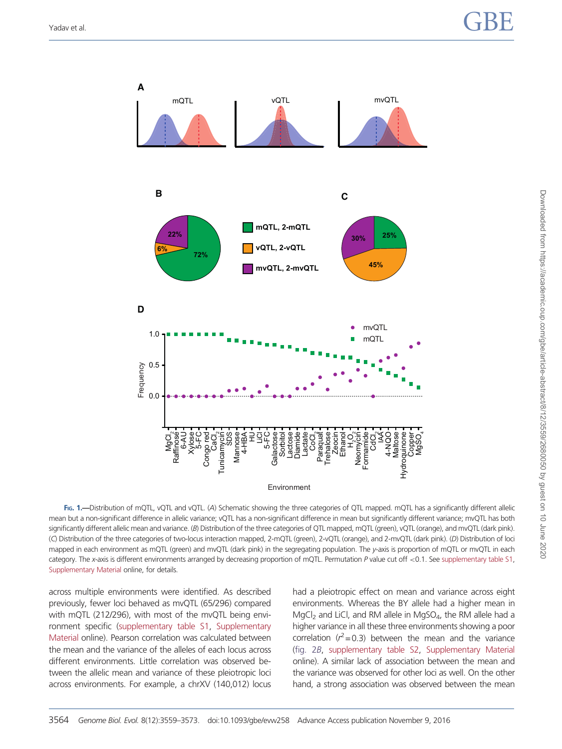FIG. 1.—Distribution of mQTL, vQTL and vQTL. (*A*) Schematic showing the three categories of QTL mapped. mQTL has a significantly different allelic mean but a non-significant difference in allelic variance; vQTL has a non-significant difference in mean but significantly different variance; mvQTL has both significantly different allelic mean and variance. (*B*) Distribution of the three categories of QTL mapped, mQTL (green), vQTL (orange), and mvQTL (dark pink). (*C*) Distribution of the three categories of two-locus interaction mapped, 2-mQTL (green), 2-vQTL (orange), and 2-mvQTL (dark pink). (*D*) Distribution of loci mapped in each environment as mQTL (green) and mvQTL (dark pink) in the segregating population. The *y*-axis is proportion of mQTL or mvQTL in each category. The *x*-axis is different environments arranged by decreasing proportion of mQTL. Permutation *P* value cut off <0.1. See supplementary table S1, Supplementary Material online, for details.

across multiple environments were identified. As described previously, fewer loci behaved as mvQTL (65/296) compared with mQTL (212/296), with most of the mvQTL being environment specific (supplementary table S1, Supplementary Material online). Pearson correlation was calculated between the mean and the variance of the alleles of each locus across different environments. Little correlation was observed between the allelic mean and variance of these pleiotropic loci across environments. For example, a chrXV (140,012) locus had a pleiotropic effect on mean and variance across eight environments. Whereas the BY allele had a higher mean in $MgCl_2$ and LiCl, and RM allele in $MgSO_4$, the RM allele had a higher variance in all these three environments showing a poor correlation ($r^2$ = 0.3) between the mean and the variance (fig. 2*B*, supplementary table S2, Supplementary Material online). A similar lack of association between the mean and the variance was observed for other loci as well. On the other hand, a strong association was observed between the mean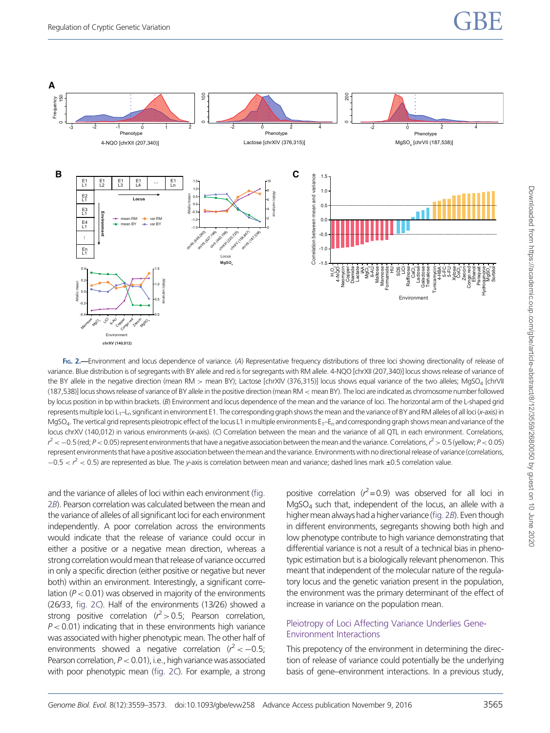Fig. 2.—Environment and locus dependence of variance. (*A*) Representative frequency distributions of three loci showing directionality of release of variance. Blue distribution is of segregants with BY allele and red is for segregants with RM allele. 4-NQO [chrXII (207,340)] locus shows release of variance of the BY allele in the negative direction (mean RM > mean BY); Lactose [chrXIV (376,315)] locus shows equal variance of the two alleles; $MgSO_4$ [chrVII (187,538)] locus shows release of variance of BY allele in the positive direction (mean RM < mean BY). The loci are indicated as chromosome number followed by locus position in bp within brackets. (*B*) Environment and locus dependence of the mean and the variance of loci. The horizontal arm of the L-shaped grid represents multiple loci $L_1$–$L_n$ significant in environment E1. The corresponding graph shows the mean and the variance of BY and RM alleles of all loci (*x*-axis) in $MgSO_4$. The vertical grid represents pleiotropic effect of the locus L1 in multiple environments $E_1$–$E_n$ and corresponding graph shows mean and variance of the locus chrXV (140,012) in various environments (*x*-axis). (*C*) Correlation between the mean and the variance of all QTL in each environment. Correlations, $r^2 < -0.5$ (red; $P < 0.05$) represent environments that have a negative association between the mean and the variance. Correlations, $r^2 > 0.5$ (yellow; $P < 0.05$) represent environments that have a positive association between the mean and the variance. Environments with no directional release of variance (correlations, $-0.5 < r^2 < 0.5$) are represented as blue. The *y*-axis is correlation between mean and variance; dashed lines mark ±0.5 correlation value.

and the variance of alleles of loci within each environment (fig. 2*B*). Pearson correlation was calculated between the mean and the variance of alleles of all significant loci for each environment independently. A poor correlation across the environments would indicate that the release of variance could occur in either a positive or a negative mean direction, whereas a strong correlation would mean that release of variance occurred in only a specific direction (either positive or negative but never both) within an environment. Interestingly, a significant correlation ($P < 0.01$) was observed in majority of the environments (26/33, fig. 2*C*). Half of the environments (13/26) showed a strong positive correlation ($r^2 > 0.5$; Pearson correlation, $P < 0.01$) indicating that in these environments high variance was associated with higher phenotypic mean. The other half of environments showed a negative correlation ($r^2 < -0.5$; Pearson correlation, $P < 0.01$), i.e., high variance was associated with poor phenotypic mean (fig. 2*C*). For example, a strong positive correlation ($r^2 = 0.9$) was observed for all loci in $MgSO_4$ such that, independent of the locus, an allele with a higher mean always had a higher variance (fig. 2*B*). Even though in different environments, segregants showing both high and low phenotype contribute to high variance demonstrating that differential variance is not a result of a technical bias in phenotypic estimation but is a biologically relevant phenomenon. This meant that independent of the molecular nature of the regulatory locus and the genetic variation present in the population, the environment was the primary determinant of the effect of increase in variance on the population mean.

## Pleiotropy of Loci Affecting Variance Underlies Gene-Environment Interactions

This prepotency of the environment in determining the direction of release of variance could potentially be the underlying basis of gene–environment interactions. In a previous study,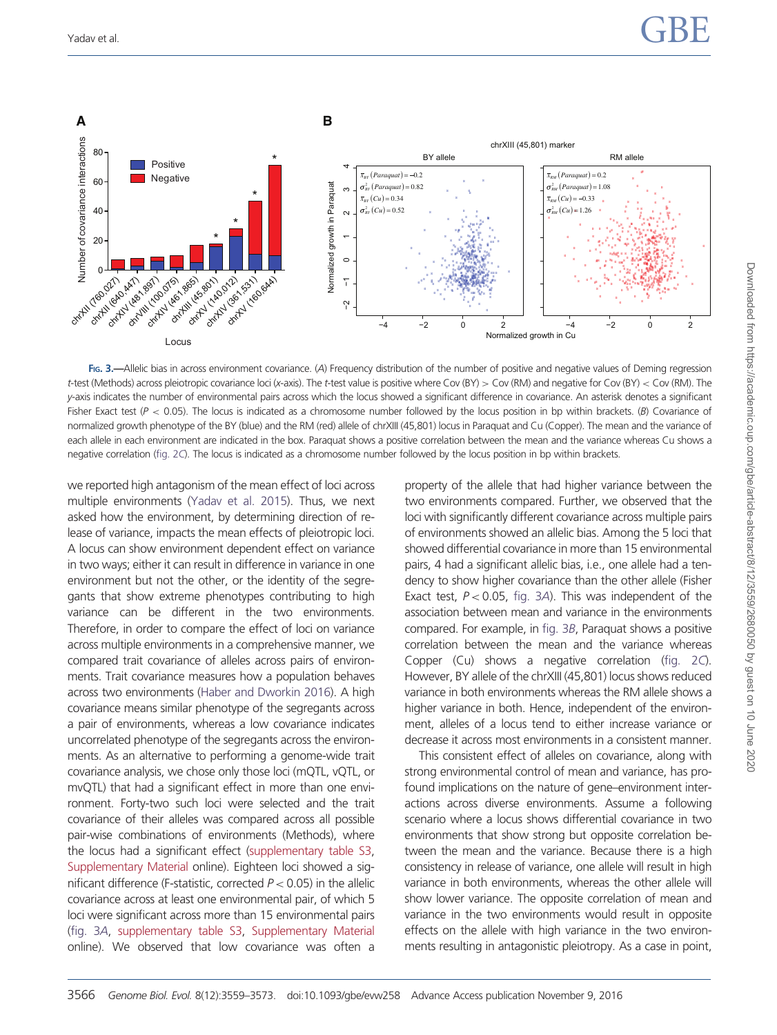**Fig. 3.**—Allelic bias in across environment covariance. (*A*) Frequency distribution of the number of positive and negative values of Deming regression *t*-test (Methods) across pleiotropic covariance loci (*x*-axis). The *t*-test value is positive where Cov (BY) > Cov (RM) and negative for Cov (BY) < Cov (RM). The *y*-axis indicates the number of environmental pairs across which the locus showed a significant difference in covariance. An asterisk denotes a significant Fisher Exact test ($P$ < 0.05). The locus is indicated as a chromosome number followed by the locus position in bp within brackets. (*B*) Covariance of normalized growth phenotype of the BY (blue) and the RM (red) allele of chrXIII (45,801) locus in Paraquat and Cu (Copper). The mean and the variance of each allele in each environment are indicated in the box. Paraquat shows a positive correlation between the mean and the variance whereas Cu shows a negative correlation (fig. 2*C*). The locus is indicated as a chromosome number followed by the locus position in bp within brackets.

we reported high antagonism of the mean effect of loci across multiple environments (Yadav et al. 2015). Thus, we next asked how the environment, by determining direction of release of variance, impacts the mean effects of pleiotropic loci. A locus can show environment dependent effect on variance in two ways; either it can result in variance in one environment but not the other, or the identity of the segregants that show extreme phenotypes contributing to high variance can be different in the two environments. Therefore, in order to compare the effect of loci on variance across multiple environments in a comprehensive manner, we compared trait covariance of alleles across pairs of environments. Trait covariance measures how a population behaves across two environments (Haber and Dworkin 2016). A high covariance means similar phenotype of the segregants across a pair of environments, whereas a low covariance indicates uncorrelated phenotype of the segregants across the environments. As an alternative to performing a genome-wide trait covariance analysis, we chose only those loci (mQTL, vQTL, or mvQTL) that had a significant effect in more than one environment. Forty-two such loci were selected and the trait covariance of their alleles was compared across all possible pair-wise combinations of environments (Methods), where the locus had a significant effect (supplementary table S3, Supplementary Material online). Eighteen loci showed a significant difference (F-statistic, corrected $P < 0.05$) in the allelic covariance across at least one environmental pair, of which 5 loci were significant across more than 15 environmental pairs (fig. 3*A*, supplementary table S3, Supplementary Material online). We observed that low covariance was often a property of the allele that had higher variance between the two environments compared. Further, we observed that the loci with significantly different covariance across multiple pairs of environments showed an allelic bias. Among the 5 loci that showed differential covariance in more than 15 environmental pairs, 4 had a significant allelic bias, i.e., one allele had a tendency to show higher covariance than the other allele (Fisher Exact test, $P < 0.05$, fig. 3*A*). This was independent of the association between mean and variance in the environments compared. For example, in fig. 3*B*, Paraquat shows a positive correlation between the mean and the variance whereas Copper (Cu) shows a negative correlation (fig. 2*C*). However, BY allele of the chrXIII (45,801) locus shows reduced variance in both environments whereas the RM allele shows a higher variance in both. Hence, independent of the environment, alleles of a locus tend to either increase variance or decrease it across most environments in a consistent manner.

This consistent effect of alleles on covariance, along with strong environmental control of mean and variance, has profound implications on the nature of gene–environment interactions across diverse environments. Assume a following scenario where a locus shows differential covariance in two environments that show strong but opposite correlation between the mean and the variance. Because there is a high consistency in release of variance, one allele will result in high variance in both environments, whereas the other allele will show lower variance. The opposite correlation of mean and variance in the two environments would result in opposite effects on the allele with high variance in the two environments resulting in antagonistic pleiotropy. As a case in point,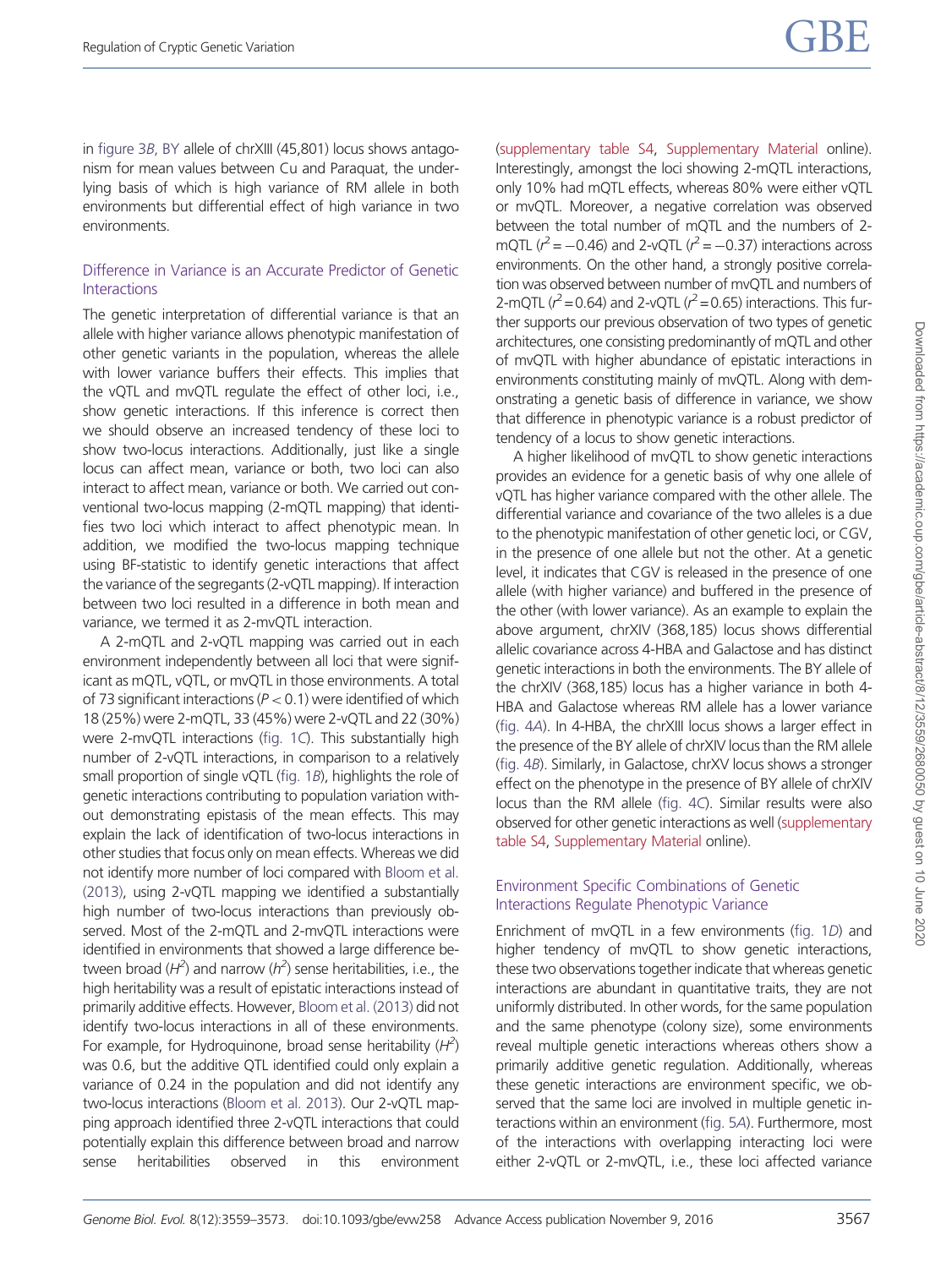in figure 3B, BY allele of chrXIII (45,801) locus shows antagonism for mean values between Cu and Paraquat, the underlying basis of which is high variance of RM allele in both environments but differential effect of high variance in two environments.

### Difference in Variance is an Accurate Predictor of Genetic Interactions

The genetic interpretation of differential variance is that an allele with higher variance allows phenotypic manifestation of other genetic variants in the population, whereas the allele with lower variance buffers their effects. This implies that the vQTL and mvQTL regulate the effect of other loci, i.e., show genetic interactions. If this inference is correct then we should observe an increased tendency of these loci to show two-locus interactions. Additionally, just like a single locus can affect mean, variance or both, two loci can also interact to affect mean, variance or both. We carried out conventional two-locus mapping (2-mQTL mapping) that identifies two loci which interact to affect phenotypic mean. In addition, we modified the two-locus mapping technique using BF-statistic to identify genetic interactions that affect the variance of the segregants (2-vQTL mapping). If interaction between two loci resulted in a difference in both mean and variance, we termed it as 2-mvQTL interaction.

A 2-mQTL and 2-vQTL mapping was carried out in each environment independently between all loci that were significant as mQTL, vQTL, or mvQTL in those environments. A total of 73 significant interactions ($P < 0.1$) were identified of which 18 (25%) were 2-mQTL, 33 (45%) were 2-vQTL and 22 (30%) were 2-mvQTL interactions (fig. 1C). This substantially high number of 2-vQTL interactions, in comparison to a relatively small proportion of single vQTL (fig. 1B), highlights the role of genetic interactions contributing to population variation without demonstrating epistasis of the mean effects. This may explain the lack of identification of two-locus interactions in other studies that focus only on mean effects. Whereas we did not identify more number of loci compared with Bloom et al. (2013), using 2-vQTL mapping we identified a substantially high number of two-locus interactions than previously observed. Most of the 2-mQTL and 2-mvQTL interactions were identified in environments that showed a large difference between broad ($H^2$) and narrow ($h^2$) sense heritabilities, i.e., the high heritability was a result of epistatic interactions instead of primarily additive effects. However, Bloom et al. (2013) did not identify two-locus interactions in all of these environments. For example, for Hydroquinone, broad sense heritability ($H^2$) was 0.6, but the additive QTL identified could only explain a variance of 0.24 in the population and did not identify any two-locus interactions (Bloom et al. 2013). Our 2-vQTL mapping approach identified three 2-vQTL interactions that could potentially explain this difference between broad and narrow sense heritabilities observed in this environment (supplementary table S4, Supplementary Material online). Interestingly, amongst the loci showing 2-mQTL interactions, only 10% had mQTL effects, whereas 80% were either vQTL or mvQTL. Moreover, a negative correlation was observed between the total number of mQTL and the numbers of 2-mQTL ($r^2 = -0.46$) and 2-vQTL ($r^2 = -0.37$) interactions across environments. On the other hand, a strongly positive correlation was observed between number of mvQTL and numbers of 2-mQTL ($r^2 = 0.64$) and 2-vQTL ($r^2 = 0.65$) interactions. This further supports our previous observation of two types of genetic architectures, one consisting predominantly of mQTL and other of mvQTL with higher abundance of epistatic interactions in environments constituting mainly of mvQTL. Along with demonstrating a genetic basis of difference in variance, we show that difference in phenotypic variance is a robust predictor of tendency of a locus to show genetic interactions.

A higher likelihood of mvQTL to show genetic interactions provides an evidence for a genetic basis of why one allele of vQTL has higher variance compared with the other allele. The differential variance and covariance of the two alleles is a due to the phenotypic manifestation of other genetic loci, or CGV, in the presence of one allele but not the other. At a genetic level, it indicates that CGV is released in the presence of one allele (with higher variance) and buffered in the presence of the other (with lower variance). As an example to explain the above argument, chrXIV (368,185) locus shows differential allelic covariance across 4-HBA and Galactose and has distinct genetic interactions in both the environments. The BY allele of the chrXIV (368,185) locus has a higher variance in both 4-HBA and Galactose whereas RM allele has a lower variance (fig. 4A). In 4-HBA, the chrXIII locus shows a larger effect in the presence of the BY allele of chrXIV locus than the RM allele (fig. 4B). Similarly, in Galactose, chrXV locus shows a stronger effect on the phenotype in the presence of BY allele of chrXIV locus than the RM allele (fig. 4C). Similar results were also observed for other genetic interactions as well (supplementary table S4, Supplementary Material online).

### Environment Specific Combinations of Genetic Interactions Regulate Phenotypic Variance

Enrichment of mvQTL in a few environments (fig. 1D) and higher tendency of mvQTL to show genetic interactions, these two observations together indicate that whereas genetic interactions are abundant in quantitative traits, they are not uniformly distributed. In other words, for the same population and the same phenotype (colony size), some environments reveal multiple genetic interactions whereas others show a primarily additive genetic regulation. Additionally, whereas these genetic interactions are environment specific, we observed that the same loci are involved in multiple genetic interactions within an environment (fig. 5A). Furthermore, most of the interactions with overlapping interacting loci were either 2-vQTL or 2-mvQTL, i.e., these loci affected variance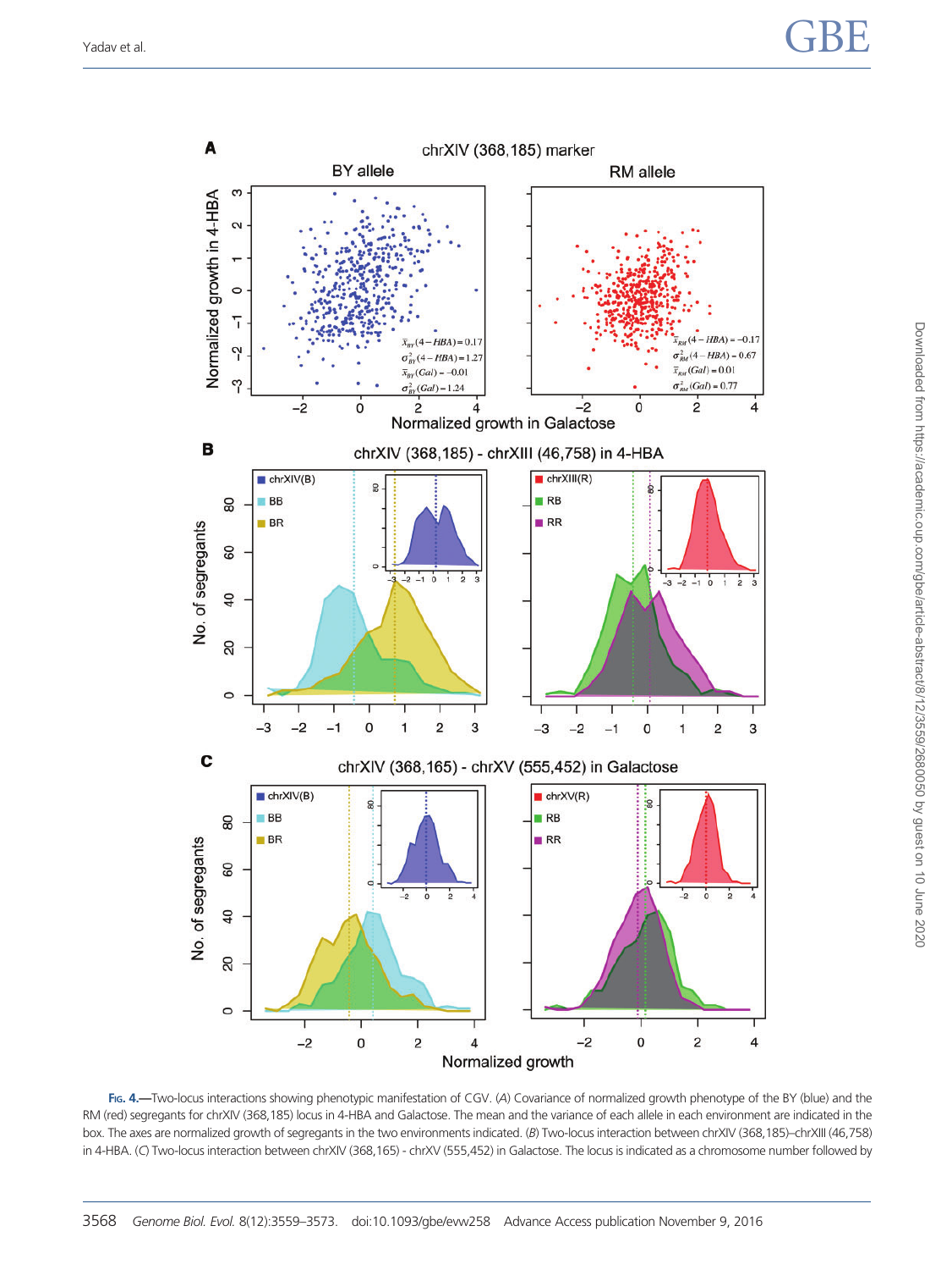FIG. 4.—Two-locus interactions showing phenotypic manifestation of CGV. (A) Covariance of normalized growth phenotype of the BY (blue) and the RM (red) segregants for chrXIV (368,185) locus in 4-HBA and Galactose. The mean and the variance of each allele in each environment are indicated in the box. The axes are normalized growth of segregants in the two environments indicated. (B) Two-locus interaction between chrXIV (368,185)–chrXIII (46,758) in 4-HBA. (C) Two-locus interaction between chrXIV (368,165) - chrXV (555,452) in Galactose. The locus is indicated as a chromosome number followed by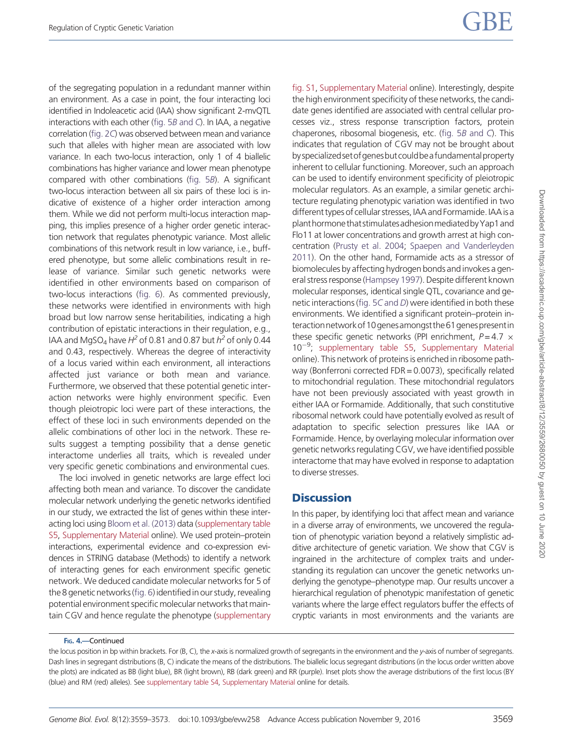of the segregating population in a redundant manner within an environment. As a case in point, the four interacting loci identified in Indoleacetic acid (IAA) show significant 2-mvQTL interactions with each other (fig. 5*B* and *C*). In IAA, a negative correlation (fig. 2*C*) was observed between mean and variance such that alleles with higher mean are associated with low variance. In each two-locus interaction, only 1 of 4 biallelic combinations has higher variance and lower mean phenotype compared with other combinations (fig. 5*B*). A significant two-locus interaction between all six pairs of these loci is indicative of existence of a higher order interaction among them. While we did not perform multi-locus interaction mapping, this implies presence of a higher order genetic interaction network that regulates phenotypic variance. Most allelic combinations of this network result in low variance, i.e., buffered phenotype, but some allelic combinations result in release of variance. Similar such genetic networks were identified in other environments based on comparison of two-locus interactions (fig. 6). As commented previously, these networks were identified in environments with high broad but low narrow sense heritabilities, indicating a high contribution of epistatic interactions in their regulation, e.g., IAA and $MgSO_4$ have $H^2$ of 0.81 and 0.87 but $h^2$ of only 0.44 and 0.43, respectively. Whereas the degree of interactivity of a locus varied within each environment, all interactions affected just variance or both mean and variance. Furthermore, we observed that these potential genetic interaction networks were highly environment specific. Even though pleiotropic loci were part of these interactions, the effect of these loci in such environments depended on the allelic combinations of other loci in the network. These results suggest a tempting possibility that a dense genetic interactome underlies all traits, which is revealed under very specific genetic combinations and environmental cues.

The loci involved in genetic networks are large effect loci affecting both mean and variance. To discover the candidate molecular network underlying the genetic networks identified in our study, we extracted the list of genes within these interacting loci using Bloom et al. (2013) data (supplementary table S5, Supplementary Material online). We used protein–protein interactions, experimental evidence and co-expression evidences in STRING database (Methods) to identify a network of interacting genes for each environment specific genetic network. We deduced candidate molecular networks for 5 of the 8 genetic networks (fig. 6) identified in our study, revealing potential environment specific molecular networks that maintain CGV and hence regulate the phenotype (supplementary fig. S1, Supplementary Material online). Interestingly, despite the high environment specificity of these networks, the candidate genes identified are associated with central cellular processes viz., stress response transcription factors, protein chaperones, ribosomal biogenesis, etc. (fig. 5*B* and *C*). This indicates that regulation of CGV may not be brought about by specialized set of genes but could be a fundamental property inherent to cellular functioning. Moreover, such an approach can be used to identify environment specificity of pleiotropic molecular regulators. As an example, a similar genetic architecture regulating phenotypic variation was identified in two different types of cellular stresses, IAA and Formamide. IAA is a plant hormone that stimulates adhesion mediated by Yap1 and Flo11 at lower concentrations and growth arrest at high concentration (Prusty et al. 2004; Spaepen and Vanderleyden 2011). On the other hand, Formamide acts as a stressor of biomolecules by affecting hydrogen bonds and invokes a general stress response (Hampsey 1997). Despite different known molecular responses, identical single QTL, covariance and genetic interactions (fig. 5*C* and *D*) were identified in both these environments. We identified a significant protein–protein interaction network of 10 genes amongst the 61 genes present in these specific genetic networks (PPI enrichment, $P = 4.7 \times 10^{-9}$; supplementary table S5, Supplementary Material online). This network of proteins is enriched in ribosome pathway (Bonferroni corrected FDR = 0.0073), specifically related to mitochondrial regulation. These mitochondrial regulators have not been previously associated with yeast growth in either IAA or Formamide. Additionally, that such constitutive ribosomal network could have potentially evolved as result of adaptation to specific selection pressures like IAA or Formamide. Hence, by overlaying molecular information over genetic networks regulating CGV, we have identified possible interactome that may have evolved in response to adaptation to diverse stresses.

## Discussion

In this paper, by identifying loci that affect mean and variance in a diverse array of environments, we uncovered the regulation of phenotypic variation beyond a relatively simplistic additive architecture of genetic variation. We show that CGV is ingrained in the architecture of complex traits and understanding its regulation can uncover the genetic networks underlying the genotype–phenotype map. Our results uncover a hierarchical regulation of phenotypic manifestation of genetic variants where the large effect regulators buffer the effects of cryptic variants in most environments and the variants are

Fig. 4.—Continued

the locus position in bp within brackets. For (B, C), the *x*-axis is normalized growth of segregants in the environment and the *y*-axis of number of segregants. Dash lines in segregant distributions (B, C) indicate the means of the distributions. The biallelic locus segregant distributions (in the locus order written above the plots) are indicated as BB (light blue), BR (light brown), RB (dark green) and RR (purple). Inset plots show the average distributions of the first locus (BY (blue) and RM (red) alleles). See supplementary table S4, Supplementary Material online for details.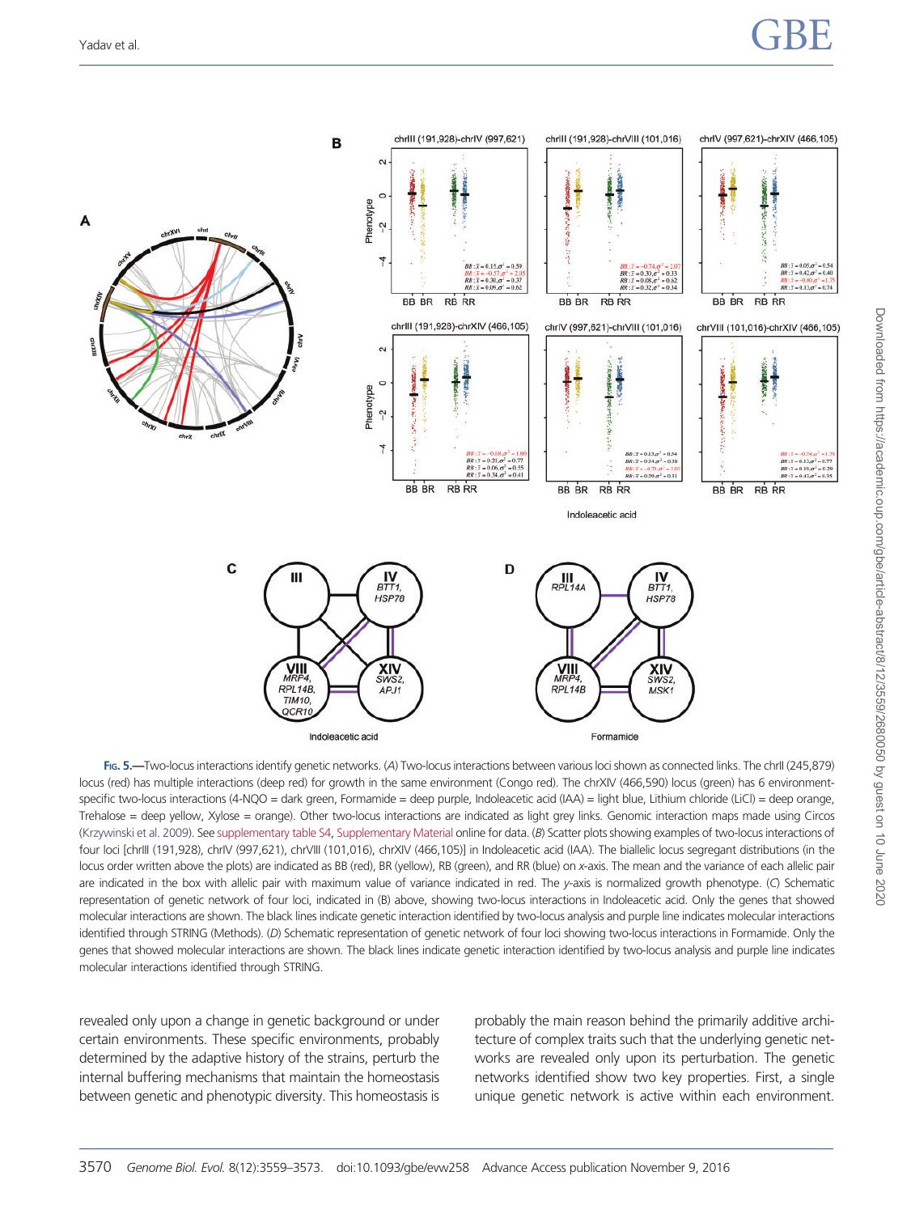Fig. 5.—Two-locus interactions identify genetic networks. (*A*) Two-locus interactions between various loci shown as connected links. The chrII (245,879) locus (red) has multiple interactions (deep red) for growth in the same environment (Congo red). The chrXIV (466,590) locus (green) has 6 environment-specific two-locus interactions (4-NQO = dark green, Formamide = deep purple, Indoleacetic acid (IAA) = light blue, Lithium chloride (LiCl) = deep orange, Trehalose = deep yellow, Xylose = orange). Other two-locus interactions are indicated as light grey links. Genomic interaction maps made using Circos (Krzywinski et al. 2009). See supplementary table S4, Supplementary Material online for data. (*B*) Scatter plots showing examples of two-locus interactions of four loci [chrIII (191,928), chrIV (997,621), chrVIII (101,016), chrXIV (466,105)] in Indoleacetic acid (IAA). The biallelic locus segregant distributions (in the locus order written above the plots) are indicated as BB (red), BR (yellow), RB (green), and RR (blue) on *x*-axis. The mean and the variance of each allelic pair are indicated in the box with allelic pair with maximum value of variance indicated in red. The *y*-axis is normalized growth phenotype. (*C*) Schematic representation of genetic network of four loci, indicated in (B) above, showing two-locus interactions in Indoleacetic acid. Only the genes that showed molecular interactions are shown. The black lines indicate genetic interaction identified by two-locus analysis and purple line indicates molecular interactions identified through STRING (Methods). (*D*) Schematic representation of genetic network of four loci showing two-locus interactions in Formamide. Only the genes that showed molecular interactions are shown. The black lines indicate genetic interaction identified by two-locus analysis and purple line indicates molecular interactions identified through STRING.

revealed only upon a change in genetic background or under certain environments. These specific environments, probably determined by the adaptive history of the strains, perturb the internal buffering mechanisms that maintain the homeostasis between genetic and phenotypic diversity. This homeostasis is probably the main reason behind the primarily additive architecture of complex traits such that the underlying genetic networks are revealed only upon its perturbation. The genetic networks identified show two key properties. First, a single unique genetic network is active within each environment.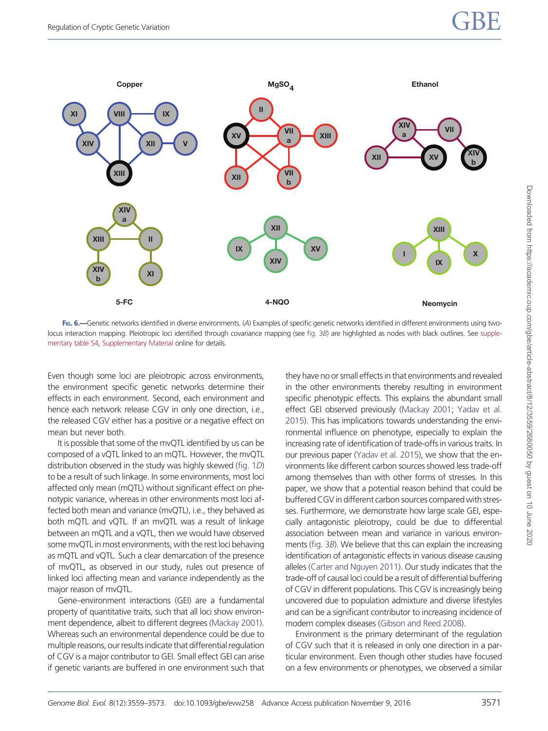Copper

XI
VIII
IX
XIV
XII
V
XIII

MgSO4

II
XV
VII a
XIII
XII
VII b

Ethanol

XIV a
VII
XII
XV
XIV b

XIV a
XIII
II
XIV b
XI

5-FC

XII
IX
XV
XIV

4-NQO

XIII
I
X
IX

Neomycin

Fig. 6.—Genetic networks identified in diverse environments. (*A*) Examples of specific genetic networks identified in different environments using two-locus interaction mapping. Pleiotropic loci identified through covariance mapping (see fig. 3*B*) are highlighted as nodes with black outlines. See supplementary table S4, Supplementary Material online for details.

Even though some loci are pleiotropic across environments, the environment specific genetic networks determine their effects in each environment. Second, each environment and hence each network release CGV in only one direction, i.e., the released CGV either has a positive or a negative effect on mean but never both.

It is possible that some of the mvQTL identified by us can be composed of a vQTL linked to an mQTL. However, the mvQTL distribution observed in the study was highly skewed (fig. 1*D*) to be a result of such linkage. In some environments, most loci affected only mean (mQTL) without significant effect on phenotypic variance, whereas in other environments most loci affected both mean and variance (mvQTL), i.e., they behaved as both mQTL and vQTL. If an mvQTL was a result of linkage between an mQTL and a vQTL, then we would have observed some mvQTL in most environments, with the rest loci behaving as mQTL and vQTL. Such a clear demarcation of the presence of mvQTL, as observed in our study, rules out presence of linked loci affecting mean and variance independently as the major reason of mvQTL.

Gene–environment interactions (GEI) are a fundamental property of quantitative traits, such that all loci show environment dependence, albeit to different degrees (Mackay 2001). Whereas such an environmental dependence could be due to multiple reasons, our results indicate that differential regulation of CGV is a major contributor to GEI. Small effect GEI can arise if genetic variants are buffered in one environment such that they have no or small effects in that environments and revealed in the other environments thereby resulting in environment specific phenotypic effects. This explains the abundant small effect GEI observed previously (Mackay 2001; Yadav et al. 2015). This has implications towards understanding the environmental influence on phenotype, especially to explain the increasing rate of identification of trade-offs in various traits. In our previous paper (Yadav et al. 2015), we show that the environments like different carbon sources showed less trade-off among themselves than with other forms of stresses. In this paper, we show that a potential reason behind that could be buffered CGV in different carbon sources compared with stresses. Furthermore, we demonstrate how large scale GEI, especially antagonistic pleiotropy, could be due to differential association between mean and variance in various environments (fig. 3*B*). We believe that this can explain the increasing identification of antagonistic effects in various disease causing alleles (Carter and Nguyen 2011). Our study indicates that the trade-off of causal loci could be a result of differential buffering of CGV in different populations. This CGV is increasingly being uncovered due to population admixture and diverse lifestyles and can be a significant contributor to increasing incidence of modern complex diseases (Gibson and Reed 2008).

Environment is the primary determinant of the regulation of CGV such that it is released in only one direction in a particular environment. Even though other studies have focused on a few environments or phenotypes, we observed a similar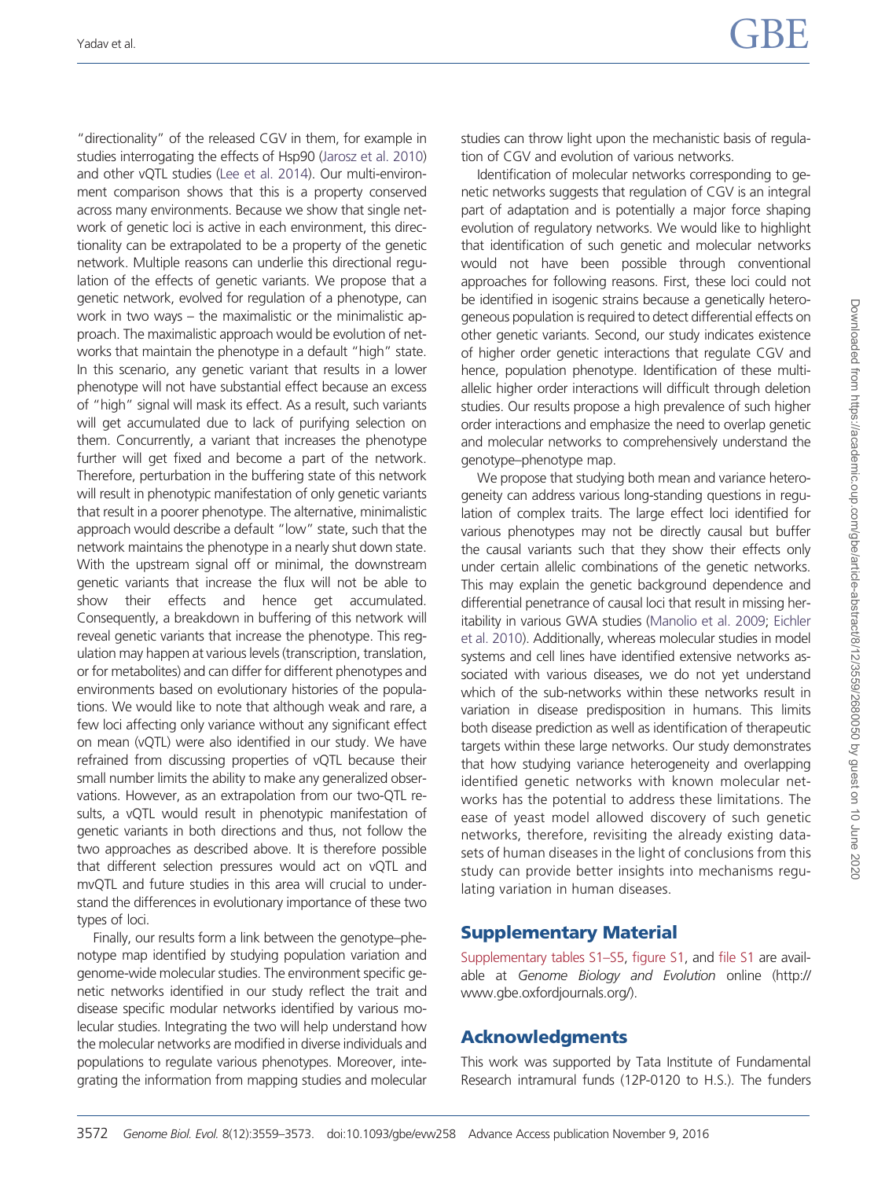"directionality" of the released CGV in them, for example in studies interrogating the effects of Hsp90 (Jarosz et al. 2010) and other vQTL studies (Lee et al. 2014). Our multi-environment comparison shows that this is a property conserved across many environments. Because we show that single network of genetic loci is active in each environment, this directionality can be extrapolated to be a property of the genetic network. Multiple reasons can underlie this directional regulation of the effects of genetic variants. We propose that a genetic network, evolved for regulation of a phenotype, can work in two ways – the maximalistic or the minimalistic approach. The maximalistic approach would be evolution of networks that maintain the phenotype in a default "high" state. In this scenario, any genetic variant that results in a lower phenotype will not have substantial effect because an excess of "high" signal will mask its effect. As a result, such variants will get accumulated due to lack of purifying selection on them. Concurrently, a variant that increases the phenotype further will get fixed and become a part of the network. Therefore, perturbation in the buffering state of this network will result in phenotypic manifestation of only genetic variants that result in a poorer phenotype. The alternative, minimalistic approach would describe a default "low" state, such that the network maintains the phenotype in a nearly shut down state. With the upstream signal off or minimal, the downstream genetic variants that increase the flux will not be able to show their effects and hence get accumulated. Consequently, a breakdown in buffering of this network will reveal genetic variants that increase the phenotype. This regulation may happen at various levels (transcription, translation, or for metabolites) and can differ for different phenotypes and environments based on evolutionary histories of the populations. We would like to note that although weak and rare, a few loci affecting only variance without any significant effect on mean (vQTL) were also identified in our study. We have refrained from discussing properties of vQTL because their small number limits the ability to make any generalized observations. However, as an extrapolation from our two-QTL results, a vQTL would result in phenotypic manifestation of genetic variants in both directions and thus, not follow the two approaches as described above. It is therefore possible that different selection pressures would act on vQTL and mvQTL and future studies in this area will crucial to understand the differences in evolutionary importance of these two types of loci.

Finally, our results form a link between the genotype–phenotype map identified by studying population variation and genome-wide molecular studies. The environment specific genetic networks identified in our study reflect the trait and disease specific modular networks identified by various molecular studies. Integrating the two will help understand how the molecular networks are modified in diverse individuals and populations to regulate various phenotypes. Moreover, integrating the information from mapping studies and molecular studies can throw light upon the mechanistic basis of regulation of CGV and evolution of various networks.

Identification of molecular networks corresponding to genetic networks suggests that regulation of CGV is an integral part of adaptation and is potentially a major force shaping evolution of regulatory networks. We would like to highlight that identification of such genetic and molecular networks would not have been possible through conventional approaches for following reasons. First, these loci could not be identified in isogenic strains because a genetically heterogeneous population is required to detect differential effects on other genetic variants. Second, our study indicates existence of higher order genetic interactions that regulate CGV and hence, population phenotype. Identification of these multi-allelic higher order interactions will difficult through deletion studies. Our results propose a high prevalence of such higher order interactions and emphasize the need to overlap genetic and molecular networks to comprehensively understand the genotype–phenotype map.

We propose that studying both mean and variance heterogeneity can address various long-standing questions in regulation of complex traits. The large effect loci identified for various phenotypes may not be directly causal but buffer the causal variants such that they show their effects only under certain allelic combinations of the genetic networks. This may explain the genetic background dependence and differential penetrance of causal loci that result in missing heritability in various GWA studies (Manolio et al. 2009; Eichler et al. 2010). Additionally, whereas molecular studies in model systems and cell lines have identified extensive networks associated with various diseases, we do not yet understand which of the sub-networks within these networks result in variation in disease predisposition in humans. This limits both disease prediction as well as identification of therapeutic targets within these large networks. Our study demonstrates that how studying variance heterogeneity and overlapping identified genetic networks with known molecular networks has the potential to address these limitations. The ease of yeast model allowed discovery of such genetic networks, therefore, revisiting the already existing datasets of human diseases in the light of conclusions from this study can provide better insights into mechanisms regulating variation in human diseases.

## Supplementary Material

Supplementary tables S1–S5, figure S1, and file S1 are available at *Genome Biology and Evolution* online (http://www.gbe.oxfordjournals.org/).

## Acknowledgments

This work was supported by Tata Institute of Fundamental Research intramural funds (12P-0120 to H.S.). The funders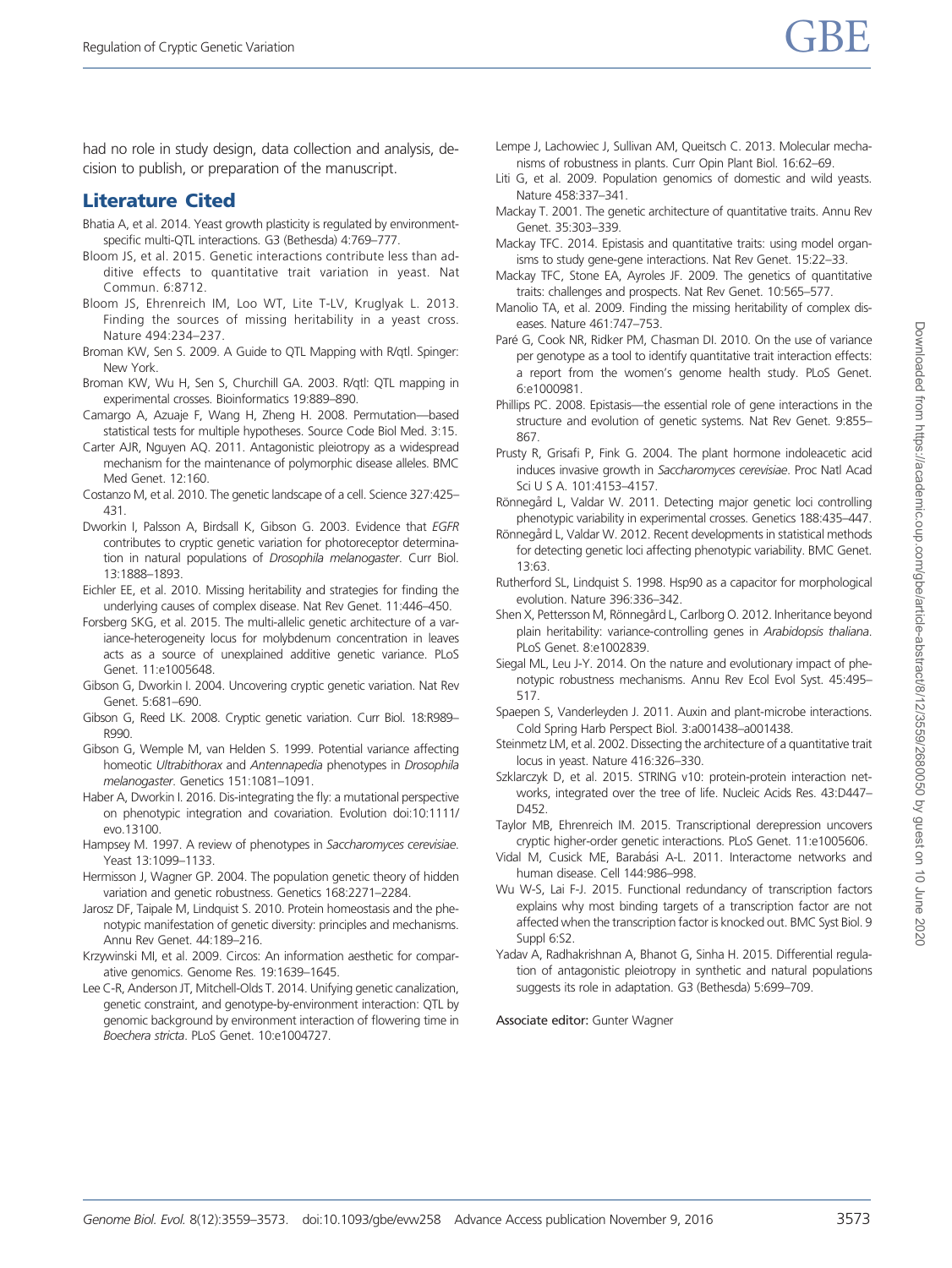had no role in study design, data collection and analysis, decision to publish, or preparation of the manuscript.

## Literature Cited

Bhatia A, et al. 2014. Yeast growth plasticity is regulated by environment-specific multi-QTL interactions. G3 (Bethesda) 4:769–777.

Bloom JS, et al. 2015. Genetic interactions contribute less than additive effects to quantitative trait variation in yeast. Nat Commun. 6:8712.

Bloom JS, Ehrenreich IM, Loo WT, Lite T-LV, Kruglyak L. 2013. Finding the sources of missing heritability in a yeast cross. Nature 494:234–237.

Broman KW, Sen S. 2009. A Guide to QTL Mapping with R/qtl. Spinger: New York.

Broman KW, Wu H, Sen S, Churchill GA. 2003. R/qtl: QTL mapping in experimental crosses. Bioinformatics 19:889–890.

Camargo A, Azuaje F, Wang H, Zheng H. 2008. Permutation—based statistical tests for multiple hypotheses. Source Code Biol Med. 3:15.

Carter AJR, Nguyen AQ. 2011. Antagonistic pleiotropy as a widespread mechanism for the maintenance of polymorphic disease alleles. BMC Med Genet. 12:160.

Costanzo M, et al. 2010. The genetic landscape of a cell. Science 327:425–431.

Dworkin I, Palsson A, Birdsall K, Gibson G. 2003. Evidence that *EGFR* contributes to cryptic genetic variation for photoreceptor determination in natural populations of *Drosophila melanogaster*. Curr Biol. 13:1888–1893.

Eichler EE, et al. 2010. Missing heritability and strategies for finding the underlying causes of complex disease. Nat Rev Genet. 11:446–450.

Forsberg SKG, et al. 2015. The multi-allelic genetic architecture of a variance-heterogeneity locus for molybdenum concentration in leaves acts as a source of unexplained additive genetic variance. PLoS Genet. 11:e1005648.

Gibson G, Dworkin I. 2004. Uncovering cryptic genetic variation. Nat Rev Genet. 5:681–690.

Gibson G, Reed LK. 2008. Cryptic genetic variation. Curr Biol. 18:R989–R990.

Gibson G, Wemple M, van Helden S. 1999. Potential variance affecting homeotic *Ultrabithorax* and *Antennapedia* phenotypes in *Drosophila melanogaster*. Genetics 151:1081–1091.

Haber A, Dworkin I. 2016. Dis-integrating the fly: a mutational perspective on phenotypic integration and covariation. Evolution doi:10:1111/evo.13100.

Hampsey M. 1997. A review of phenotypes in *Saccharomyces cerevisiae*. Yeast 13:1099–1133.

Hermisson J, Wagner GP. 2004. The population genetic theory of hidden variation and genetic robustness. Genetics 168:2271–2284.

Jarosz DF, Taipale M, Lindquist S. 2010. Protein homeostasis and the phenotypic manifestation of genetic diversity: principles and mechanisms. Annu Rev Genet. 44:189–216.

Krzywinski MI, et al. 2009. Circos: An information aesthetic for comparative genomics. Genome Res. 19:1639–1645.

Lee C-R, Anderson JT, Mitchell-Olds T. 2014. Unifying genetic canalization, genetic constraint, and genotype-by-environment interaction: QTL by genomic background by environment interaction of flowering time in *Boechera stricta*. PLoS Genet. 10:e1004727.

Lempe J, Lachowiec J, Sullivan AM, Queitsch C. 2013. Molecular mechanisms of robustness in plants. Curr Opin Plant Biol. 16:62–69.

Liti G, et al. 2009. Population genomics of domestic and wild yeasts. Nature 458:337–341.

Mackay T. 2001. The genetic architecture of quantitative traits. Annu Rev Genet. 35:303–339.

Mackay TFC. 2014. Epistasis and quantitative traits: using model organisms to study gene-gene interactions. Nat Rev Genet. 15:22–33.

Mackay TFC, Stone EA, Ayroles JF. 2009. The genetics of quantitative traits: challenges and prospects. Nat Rev Genet. 10:565–577.

Manolio TA, et al. 2009. Finding the missing heritability of complex diseases. Nature 461:747–753.

Paré G, Cook NR, Ridker PM, Chasman DI. 2010. On the use of variance per genotype as a tool to identify quantitative trait interaction effects: a report from the women's genome health study. PLoS Genet. 6:e1000981.

Phillips PC. 2008. Epistasis—the essential role of gene interactions in the structure and evolution of genetic systems. Nat Rev Genet. 9:855–867.

Prusty R, Grisafi P, Fink G. 2004. The plant hormone indoleacetic acid induces invasive growth in *Saccharomyces cerevisiae*. Proc Natl Acad Sci U S A. 101:4153–4157.

Rönnegård L, Valdar W. 2011. Detecting major genetic loci controlling phenotypic variability in experimental crosses. Genetics 188:435–447.

Rönnegård L, Valdar W. 2012. Recent developments in statistical methods for detecting genetic loci affecting phenotypic variability. BMC Genet. 13:63.

Rutherford SL, Lindquist S. 1998. Hsp90 as a capacitor for morphological evolution. Nature 396:336–342.

Shen X, Pettersson M, Rönnegård L, Carlborg O. 2012. Inheritance beyond plain heritability: variance-controlling genes in *Arabidopsis thaliana*. PLoS Genet. 8:e1002839.

Siegal ML, Leu J-Y. 2014. On the nature and evolutionary impact of phenotypic robustness mechanisms. Annu Rev Ecol Evol Syst. 45:495–517.

Spaepen S, Vanderleyden J. 2011. Auxin and plant-microbe interactions. Cold Spring Harb Perspect Biol. 3:a001438–a001438.

Steinmetz LM, et al. 2002. Dissecting the architecture of a quantitative trait locus in yeast. Nature 416:326–330.

Szklarczyk D, et al. 2015. STRING v10: protein-protein interaction networks, integrated over the tree of life. Nucleic Acids Res. 43:D447–D452.

Taylor MB, Ehrenreich IM. 2015. Transcriptional derepression uncovers cryptic higher-order genetic interactions. PLoS Genet. 11:e1005606.

Vidal M, Cusick ME, Barabási A-L. 2011. Interactome networks and human disease. Cell 144:986–998.

Wu W-S, Lai F-J. 2015. Functional redundancy of transcription factors explains why most binding targets of a transcription factor are not affected when the transcription factor is knocked out. BMC Syst Biol. 9 Suppl 6:S2.

Yadav A, Radhakrishnan A, Bhanot G, Sinha H. 2015. Differential regulation of antagonistic pleiotropy in synthetic and natural populations suggests its role in adaptation. G3 (Bethesda) 5:699–709.

Associate editor: Gunter Wagner